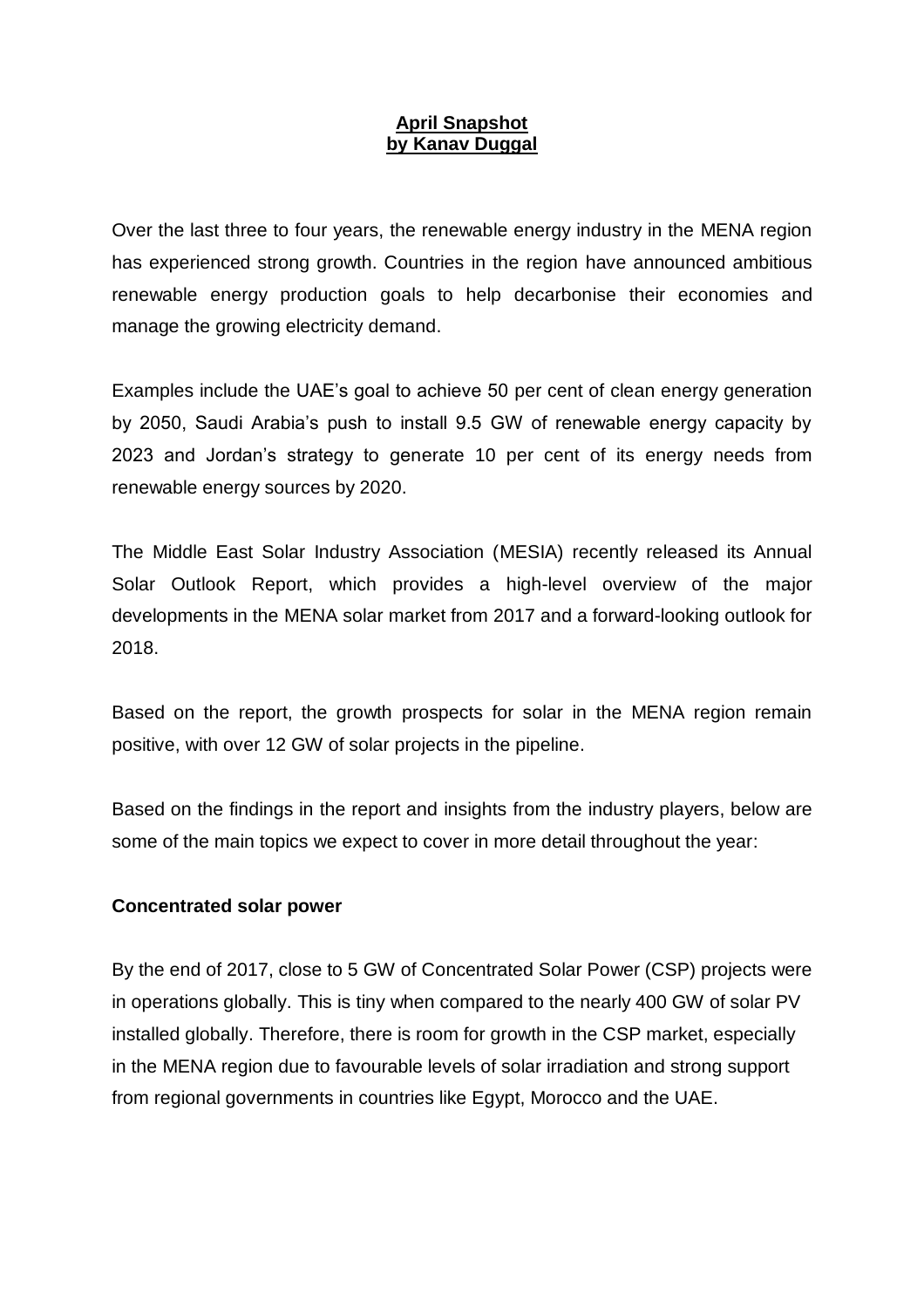**April Snapshot**
**by Kanav Duggal**

Over the last three to four years, the renewable energy industry in the MENA region has experienced strong growth. Countries in the region have announced ambitious renewable energy production goals to help decarbonise their economies and manage the growing electricity demand.

Examples include the UAE's goal to achieve 50 per cent of clean energy generation by 2050, Saudi Arabia's push to install 9.5 GW of renewable energy capacity by 2023 and Jordan's strategy to generate 10 per cent of its energy needs from renewable energy sources by 2020.

The Middle East Solar Industry Association (MESIA) recently released its Annual Solar Outlook Report, which provides a high-level overview of the major developments in the MENA solar market from 2017 and a forward-looking outlook for 2018.

Based on the report, the growth prospects for solar in the MENA region remain positive, with over 12 GW of solar projects in the pipeline.

Based on the findings in the report and insights from the industry players, below are some of the main topics we expect to cover in more detail throughout the year:

**Concentrated solar power**

By the end of 2017, close to 5 GW of Concentrated Solar Power (CSP) projects were in operations globally. This is tiny when compared to the nearly 400 GW of solar PV installed globally. Therefore, there is room for growth in the CSP market, especially in the MENA region due to favourable levels of solar irradiation and strong support from regional governments in countries like Egypt, Morocco and the UAE.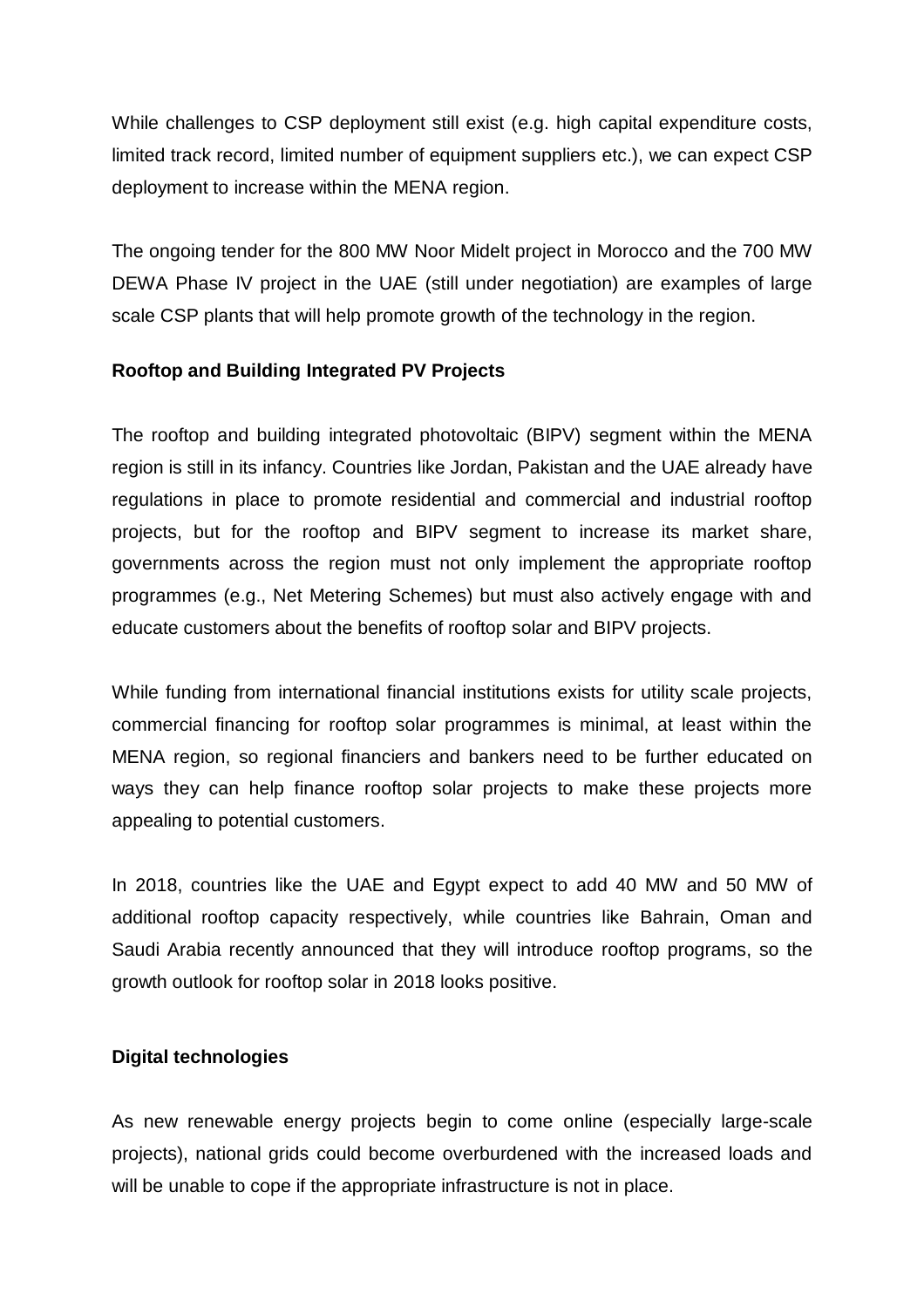While challenges to CSP deployment still exist (e.g. high capital expenditure costs, limited track record, limited number of equipment suppliers etc.), we can expect CSP deployment to increase within the MENA region.

The ongoing tender for the 800 MW Noor Midelt project in Morocco and the 700 MW DEWA Phase IV project in the UAE (still under negotiation) are examples of large scale CSP plants that will help promote growth of the technology in the region.

**Rooftop and Building Integrated PV Projects**

The rooftop and building integrated photovoltaic (BIPV) segment within the MENA region is still in its infancy. Countries like Jordan, Pakistan and the UAE already have regulations in place to promote residential and commercial and industrial rooftop projects, but for the rooftop and BIPV segment to increase its market share, governments across the region must not only implement the appropriate rooftop programmes (e.g., Net Metering Schemes) but must also actively engage with and educate customers about the benefits of rooftop solar and BIPV projects.

While funding from international financial institutions exists for utility scale projects, commercial financing for rooftop solar programmes is minimal, at least within the MENA region, so regional financiers and bankers need to be further educated on ways they can help finance rooftop solar projects to make these projects more appealing to potential customers.

In 2018, countries like the UAE and Egypt expect to add 40 MW and 50 MW of additional rooftop capacity respectively, while countries like Bahrain, Oman and Saudi Arabia recently announced that they will introduce rooftop programs, so the growth outlook for rooftop solar in 2018 looks positive.

**Digital technologies**

As new renewable energy projects begin to come online (especially large-scale projects), national grids could become overburdened with the increased loads and will be unable to cope if the appropriate infrastructure is not in place.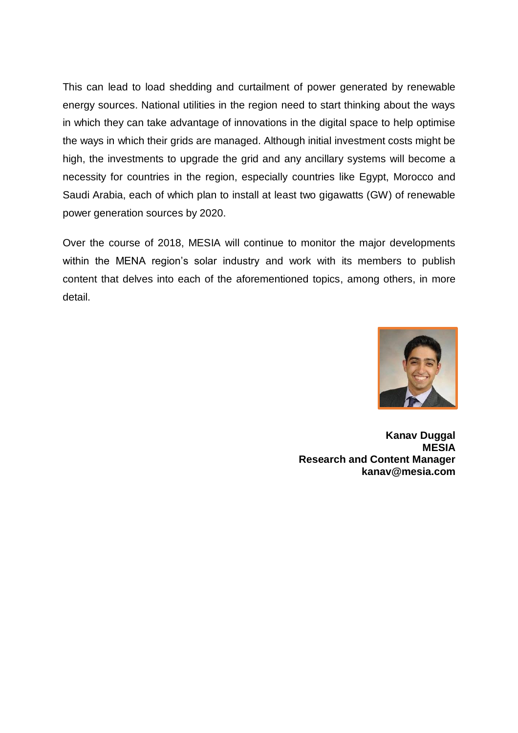This can lead to load shedding and curtailment of power generated by renewable energy sources. National utilities in the region need to start thinking about the ways in which they can take advantage of innovations in the digital space to help optimise the ways in which their grids are managed. Although initial investment costs might be high, the investments to upgrade the grid and any ancillary systems will become a necessity for countries in the region, especially countries like Egypt, Morocco and Saudi Arabia, each of which plan to install at least two gigawatts (GW) of renewable power generation sources by 2020.

Over the course of 2018, MESIA will continue to monitor the major developments within the MENA region's solar industry and work with its members to publish content that delves into each of the aforementioned topics, among others, in more detail.

**Kanav Duggal**
**MESIA**
**Research and Content Manager**
**kanav@mesia.com**